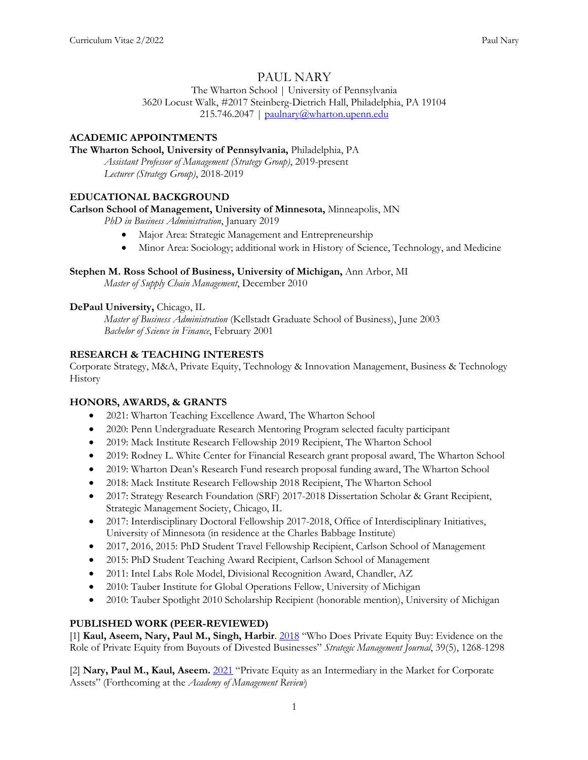# PAUL NARY

The Wharton School | University of Pennsylvania
3620 Locust Walk, #2017 Steinberg-Dietrich Hall, Philadelphia, PA 19104
215.746.2047 | paulnary@wharton.upenn.edu

## ACADEMIC APPOINTMENTS

**The Wharton School, University of Pennsylvania,** Philadelphia, PA
*Assistant Professor of Management (Strategy Group)*, 2019-present
*Lecturer (Strategy Group)*, 2018-2019

## EDUCATIONAL BACKGROUND

**Carlson School of Management, University of Minnesota,** Minneapolis, MN
*PhD in Business Administration*, January 2019

- Major Area: Strategic Management and Entrepreneurship
- Minor Area: Sociology; additional work in History of Science, Technology, and Medicine

**Stephen M. Ross School of Business, University of Michigan,** Ann Arbor, MI
*Master of Supply Chain Management*, December 2010

**DePaul University,** Chicago, IL
*Master of Business Administration* (Kellstadt Graduate School of Business), June 2003
*Bachelor of Science in Finance*, February 2001

## RESEARCH & TEACHING INTERESTS

Corporate Strategy, M&A, Private Equity, Technology & Innovation Management, Business & Technology History

## HONORS, AWARDS, & GRANTS

- 2021: Wharton Teaching Excellence Award, The Wharton School
- 2020: Penn Undergraduate Research Mentoring Program selected faculty participant
- 2019: Mack Institute Research Fellowship 2019 Recipient, The Wharton School
- 2019: Rodney L. White Center for Financial Research grant proposal award, The Wharton School
- 2019: Wharton Dean's Research Fund research proposal funding award, The Wharton School
- 2018: Mack Institute Research Fellowship 2018 Recipient, The Wharton School
- 2017: Strategy Research Foundation (SRF) 2017-2018 Dissertation Scholar & Grant Recipient, Strategic Management Society, Chicago, IL
- 2017: Interdisciplinary Doctoral Fellowship 2017-2018, Office of Interdisciplinary Initiatives, University of Minnesota (in residence at the Charles Babbage Institute)
- 2017, 2016, 2015: PhD Student Travel Fellowship Recipient, Carlson School of Management
- 2015: PhD Student Teaching Award Recipient, Carlson School of Management
- 2011: Intel Labs Role Model, Divisional Recognition Award, Chandler, AZ
- 2010: Tauber Institute for Global Operations Fellow, University of Michigan
- 2010: Tauber Spotlight 2010 Scholarship Recipient (honorable mention), University of Michigan

## PUBLISHED WORK (PEER-REVIEWED)

[1] **Kaul, Aseem, Nary, Paul M., Singh, Harbir**. 2018 "Who Does Private Equity Buy: Evidence on the Role of Private Equity from Buyouts of Divested Businesses" *Strategic Management Journal*, 39(5), 1268-1298

[2] **Nary, Paul M., Kaul, Aseem.** 2021 "Private Equity as an Intermediary in the Market for Corporate Assets" (Forthcoming at the *Academy of Management Review*)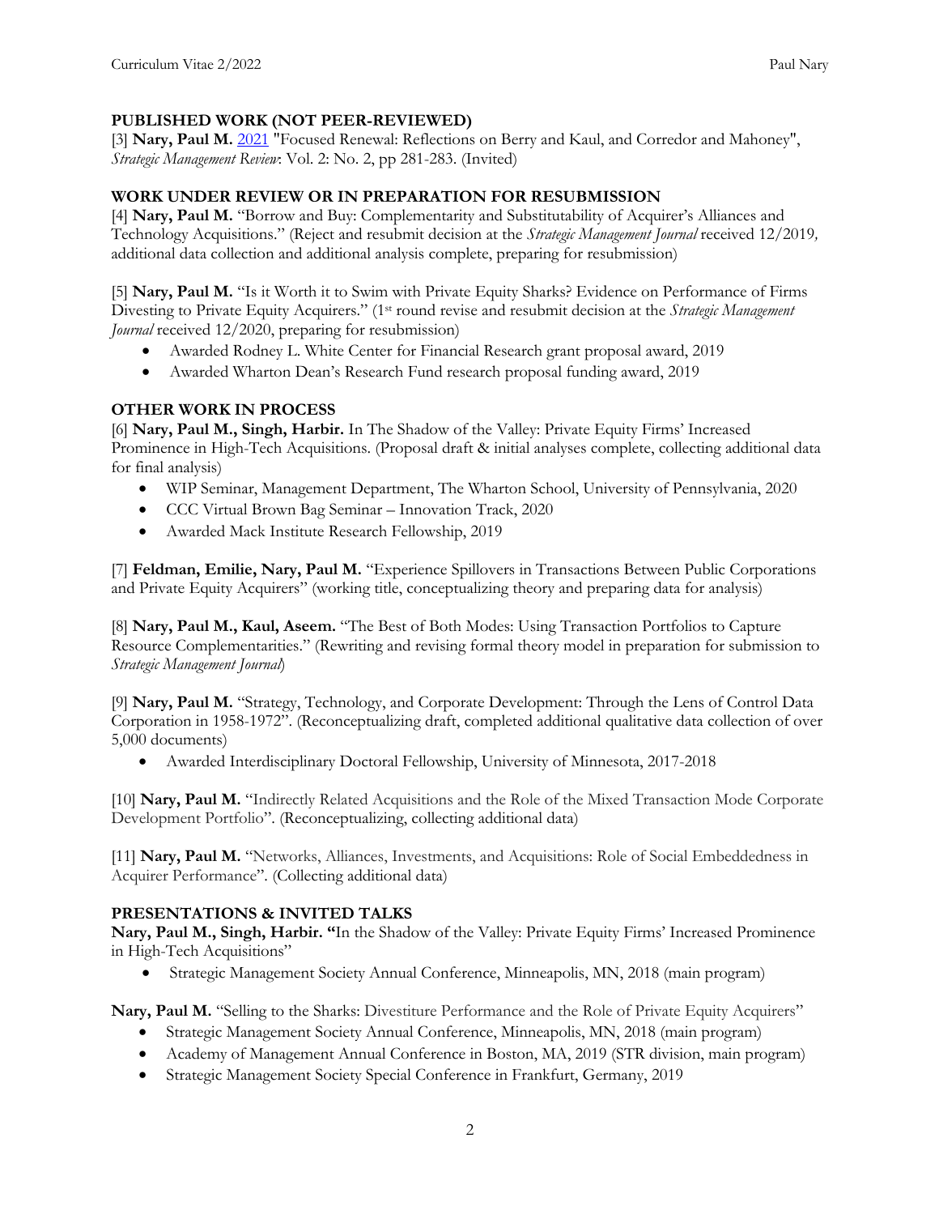## PUBLISHED WORK (NOT PEER-REVIEWED)

[3] **Nary, Paul M.** 2021 "Focused Renewal: Reflections on Berry and Kaul, and Corredor and Mahoney", *Strategic Management Review*: Vol. 2: No. 2, pp 281-283. (Invited)

## WORK UNDER REVIEW OR IN PREPARATION FOR RESUBMISSION

[4] **Nary, Paul M.** "Borrow and Buy: Complementarity and Substitutability of Acquirer's Alliances and Technology Acquisitions." (Reject and resubmit decision at the *Strategic Management Journal* received 12/2019, additional data collection and additional analysis complete, preparing for resubmission)

[5] **Nary, Paul M.** "Is it Worth it to Swim with Private Equity Sharks? Evidence on Performance of Firms Divesting to Private Equity Acquirers." (1st round revise and resubmit decision at the *Strategic Management Journal* received 12/2020, preparing for resubmission)

- Awarded Rodney L. White Center for Financial Research grant proposal award, 2019
- Awarded Wharton Dean's Research Fund research proposal funding award, 2019

## OTHER WORK IN PROCESS

[6] **Nary, Paul M., Singh, Harbir.** In The Shadow of the Valley: Private Equity Firms' Increased Prominence in High-Tech Acquisitions. (Proposal draft & initial analyses complete, collecting additional data for final analysis)

- WIP Seminar, Management Department, The Wharton School, University of Pennsylvania, 2020
- CCC Virtual Brown Bag Seminar – Innovation Track, 2020
- Awarded Mack Institute Research Fellowship, 2019

[7] **Feldman, Emilie, Nary, Paul M.** "Experience Spillovers in Transactions Between Public Corporations and Private Equity Acquirers" (working title, conceptualizing theory and preparing data for analysis)

[8] **Nary, Paul M., Kaul, Aseem.** "The Best of Both Modes: Using Transaction Portfolios to Capture Resource Complementarities." (Rewriting and revising formal theory model in preparation for submission to *Strategic Management Journal*)

[9] **Nary, Paul M.** "Strategy, Technology, and Corporate Development: Through the Lens of Control Data Corporation in 1958-1972". (Reconceptualizing draft, completed additional qualitative data collection of over 5,000 documents)

- Awarded Interdisciplinary Doctoral Fellowship, University of Minnesota, 2017-2018

[10] **Nary, Paul M.** "Indirectly Related Acquisitions and the Role of the Mixed Transaction Mode Corporate Development Portfolio". (Reconceptualizing, collecting additional data)

[11] **Nary, Paul M.** "Networks, Alliances, Investments, and Acquisitions: Role of Social Embeddedness in Acquirer Performance". (Collecting additional data)

## PRESENTATIONS & INVITED TALKS

**Nary, Paul M., Singh, Harbir.** "In the Shadow of the Valley: Private Equity Firms' Increased Prominence in High-Tech Acquisitions"

- Strategic Management Society Annual Conference, Minneapolis, MN, 2018 (main program)

**Nary, Paul M.** "Selling to the Sharks: Divestiture Performance and the Role of Private Equity Acquirers"

- Strategic Management Society Annual Conference, Minneapolis, MN, 2018 (main program)
- Academy of Management Annual Conference in Boston, MA, 2019 (STR division, main program)
- Strategic Management Society Special Conference in Frankfurt, Germany, 2019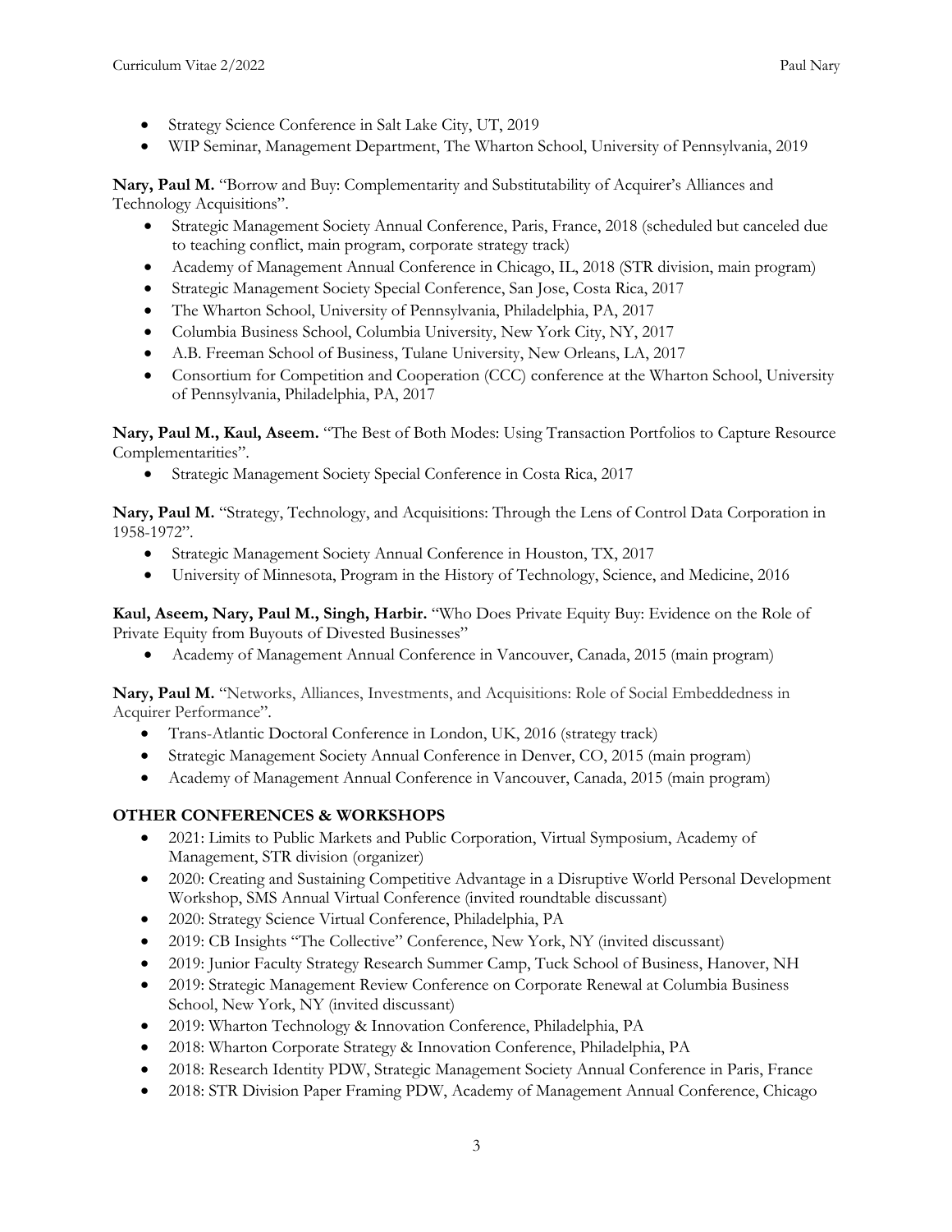- Strategy Science Conference in Salt Lake City, UT, 2019
- WIP Seminar, Management Department, The Wharton School, University of Pennsylvania, 2019

**Nary, Paul M.** "Borrow and Buy: Complementarity and Substitutability of Acquirer's Alliances and Technology Acquisitions".

- Strategic Management Society Annual Conference, Paris, France, 2018 (scheduled but canceled due to teaching conflict, main program, corporate strategy track)
- Academy of Management Annual Conference in Chicago, IL, 2018 (STR division, main program)
- Strategic Management Society Special Conference, San Jose, Costa Rica, 2017
- The Wharton School, University of Pennsylvania, Philadelphia, PA, 2017
- Columbia Business School, Columbia University, New York City, NY, 2017
- A.B. Freeman School of Business, Tulane University, New Orleans, LA, 2017
- Consortium for Competition and Cooperation (CCC) conference at the Wharton School, University of Pennsylvania, Philadelphia, PA, 2017

**Nary, Paul M., Kaul, Aseem.** "The Best of Both Modes: Using Transaction Portfolios to Capture Resource Complementarities".

- Strategic Management Society Special Conference in Costa Rica, 2017

**Nary, Paul M.** "Strategy, Technology, and Acquisitions: Through the Lens of Control Data Corporation in 1958-1972".

- Strategic Management Society Annual Conference in Houston, TX, 2017
- University of Minnesota, Program in the History of Technology, Science, and Medicine, 2016

**Kaul, Aseem, Nary, Paul M., Singh, Harbir.** "Who Does Private Equity Buy: Evidence on the Role of Private Equity from Buyouts of Divested Businesses"

- Academy of Management Annual Conference in Vancouver, Canada, 2015 (main program)

**Nary, Paul M.** "Networks, Alliances, Investments, and Acquisitions: Role of Social Embeddedness in Acquirer Performance".

- Trans-Atlantic Doctoral Conference in London, UK, 2016 (strategy track)
- Strategic Management Society Annual Conference in Denver, CO, 2015 (main program)
- Academy of Management Annual Conference in Vancouver, Canada, 2015 (main program)

## OTHER CONFERENCES & WORKSHOPS

- 2021: Limits to Public Markets and Public Corporation, Virtual Symposium, Academy of Management, STR division (organizer)
- 2020: Creating and Sustaining Competitive Advantage in a Disruptive World Personal Development Workshop, SMS Annual Virtual Conference (invited roundtable discussant)
- 2020: Strategy Science Virtual Conference, Philadelphia, PA
- 2019: CB Insights "The Collective" Conference, New York, NY (invited discussant)
- 2019: Junior Faculty Strategy Research Summer Camp, Tuck School of Business, Hanover, NH
- 2019: Strategic Management Review Conference on Corporate Renewal at Columbia Business School, New York, NY (invited discussant)
- 2019: Wharton Technology & Innovation Conference, Philadelphia, PA
- 2018: Wharton Corporate Strategy & Innovation Conference, Philadelphia, PA
- 2018: Research Identity PDW, Strategic Management Society Annual Conference in Paris, France
- 2018: STR Division Paper Framing PDW, Academy of Management Annual Conference, Chicago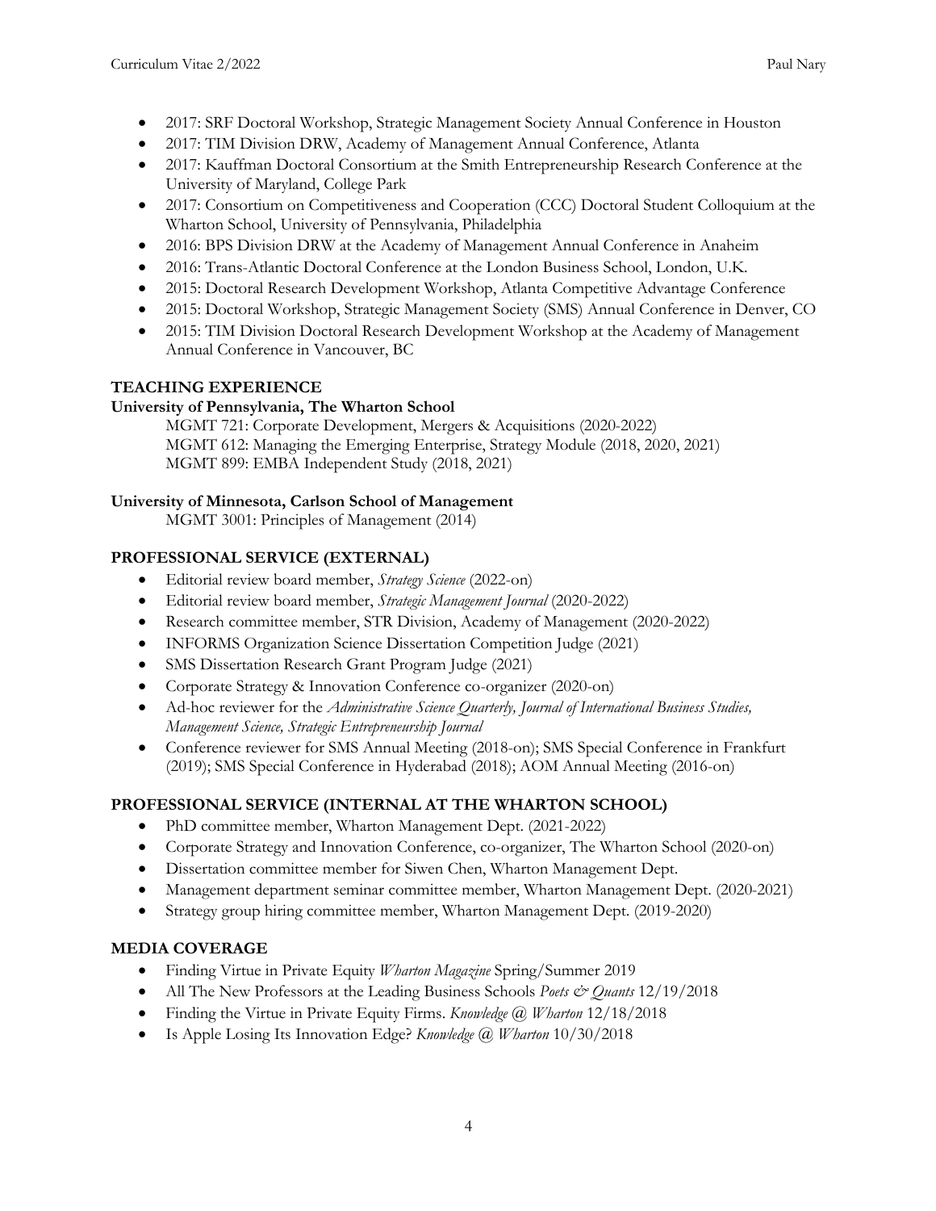- 2017: SRF Doctoral Workshop, Strategic Management Society Annual Conference in Houston
- 2017: TIM Division DRW, Academy of Management Annual Conference, Atlanta
- 2017: Kauffman Doctoral Consortium at the Smith Entrepreneurship Research Conference at the University of Maryland, College Park
- 2017: Consortium on Competitiveness and Cooperation (CCC) Doctoral Student Colloquium at the Wharton School, University of Pennsylvania, Philadelphia
- 2016: BPS Division DRW at the Academy of Management Annual Conference in Anaheim
- 2016: Trans-Atlantic Doctoral Conference at the London Business School, London, U.K.
- 2015: Doctoral Research Development Workshop, Atlanta Competitive Advantage Conference
- 2015: Doctoral Workshop, Strategic Management Society (SMS) Annual Conference in Denver, CO
- 2015: TIM Division Doctoral Research Development Workshop at the Academy of Management Annual Conference in Vancouver, BC

## TEACHING EXPERIENCE

**University of Pennsylvania, The Wharton School**

MGMT 721: Corporate Development, Mergers & Acquisitions (2020-2022)
MGMT 612: Managing the Emerging Enterprise, Strategy Module (2018, 2020, 2021)
MGMT 899: EMBA Independent Study (2018, 2021)

**University of Minnesota, Carlson School of Management**

MGMT 3001: Principles of Management (2014)

## PROFESSIONAL SERVICE (EXTERNAL)

- Editorial review board member, *Strategy Science* (2022-on)
- Editorial review board member, *Strategic Management Journal* (2020-2022)
- Research committee member, STR Division, Academy of Management (2020-2022)
- INFORMS Organization Science Dissertation Competition Judge (2021)
- SMS Dissertation Research Grant Program Judge (2021)
- Corporate Strategy & Innovation Conference co-organizer (2020-on)
- Ad-hoc reviewer for the *Administrative Science Quarterly, Journal of International Business Studies, Management Science, Strategic Entrepreneurship Journal*
- Conference reviewer for SMS Annual Meeting (2018-on); SMS Special Conference in Frankfurt (2019); SMS Special Conference in Hyderabad (2018); AOM Annual Meeting (2016-on)

## PROFESSIONAL SERVICE (INTERNAL AT THE WHARTON SCHOOL)

- PhD committee member, Wharton Management Dept. (2021-2022)
- Corporate Strategy and Innovation Conference, co-organizer, The Wharton School (2020-on)
- Dissertation committee member for Siwen Chen, Wharton Management Dept.
- Management department seminar committee member, Wharton Management Dept. (2020-2021)
- Strategy group hiring committee member, Wharton Management Dept. (2019-2020)

## MEDIA COVERAGE

- Finding Virtue in Private Equity *Wharton Magazine* Spring/Summer 2019
- All The New Professors at the Leading Business Schools *Poets & Quants* 12/19/2018
- Finding the Virtue in Private Equity Firms. *Knowledge @ Wharton* 12/18/2018
- Is Apple Losing Its Innovation Edge? *Knowledge @ Wharton* 10/30/2018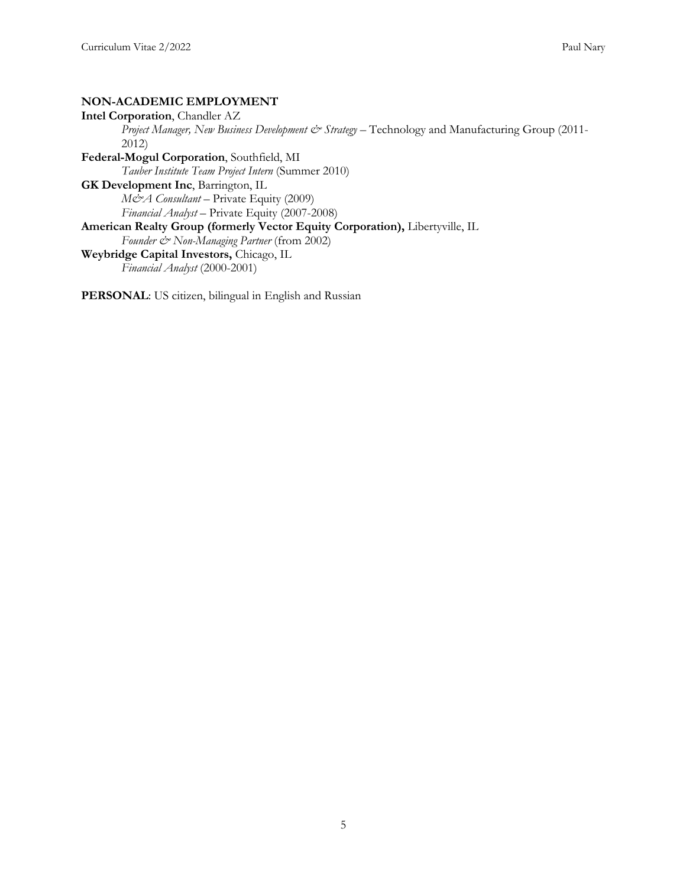## NON-ACADEMIC EMPLOYMENT

**Intel Corporation**, Chandler AZ

*Project Manager, New Business Development & Strategy* – Technology and Manufacturing Group (2011-2012)

**Federal-Mogul Corporation**, Southfield, MI

*Tauber Institute Team Project Intern* (Summer 2010)

**GK Development Inc**, Barrington, IL

*M&A Consultant* – Private Equity (2009)

*Financial Analyst* – Private Equity (2007-2008)

**American Realty Group (formerly Vector Equity Corporation),** Libertyville, IL

*Founder & Non-Managing Partner* (from 2002)

**Weybridge Capital Investors,** Chicago, IL

*Financial Analyst* (2000-2001)

**PERSONAL**: US citizen, bilingual in English and Russian